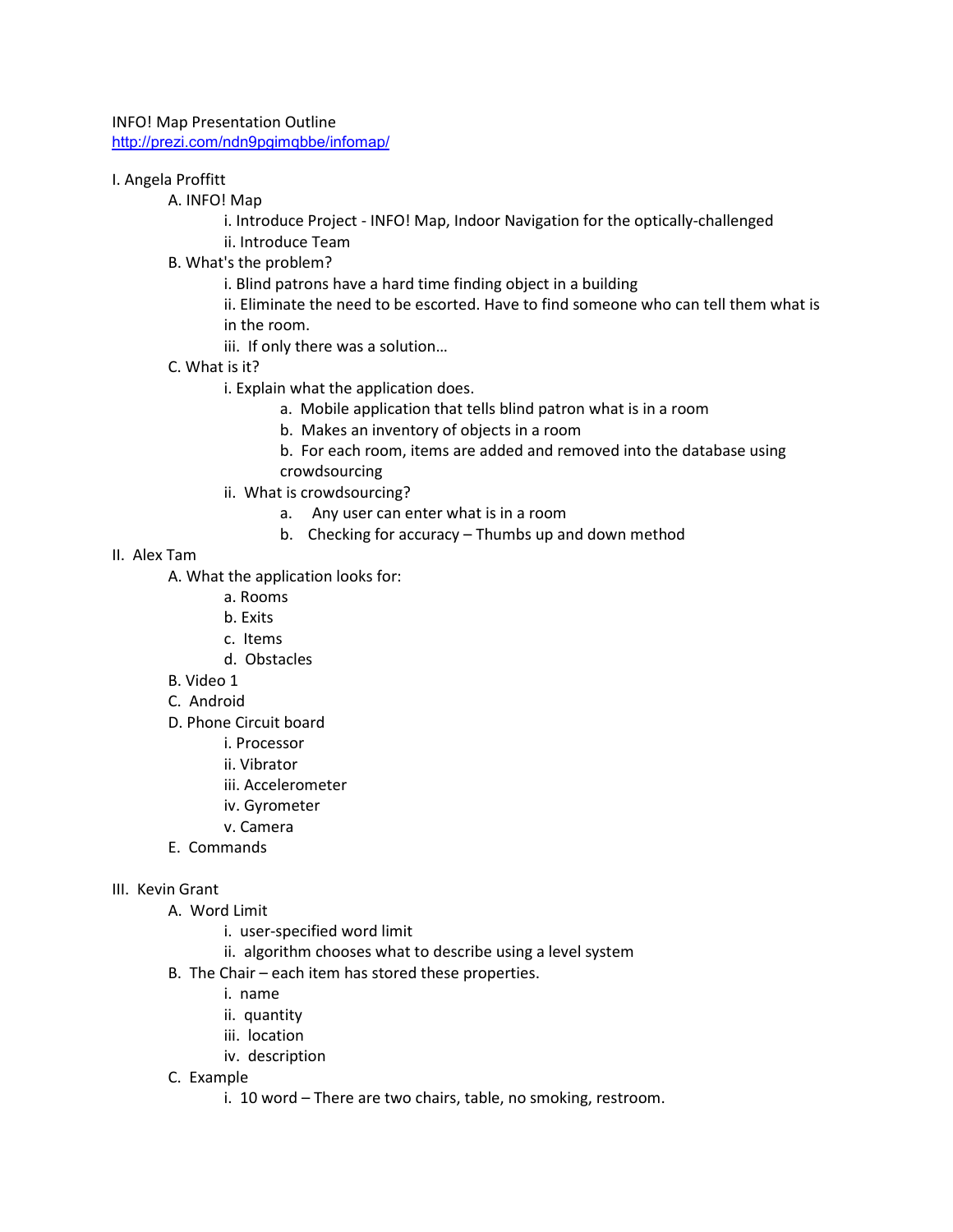INFO! Map Presentation Outline
http://prezi.com/ndn9pgimqbbe/infomap/

I. Angela Proffitt

- A. INFO! Map
  - i. Introduce Project - INFO! Map, Indoor Navigation for the optically-challenged
  - ii. Introduce Team
- B. What's the problem?
  - i. Blind patrons have a hard time finding object in a building
  - ii. Eliminate the need to be escorted. Have to find someone who can tell them what is in the room.
  - iii. If only there was a solution…
- C. What is it?
  - i. Explain what the application does.
    - a. Mobile application that tells blind patron what is in a room
    - b. Makes an inventory of objects in a room
    - b. For each room, items are added and removed into the database using crowdsourcing
  - ii. What is crowdsourcing?
    - a. Any user can enter what is in a room
    - b. Checking for accuracy – Thumbs up and down method

II. Alex Tam

- A. What the application looks for:
  - a. Rooms
  - b. Exits
  - c. Items
  - d. Obstacles
- B. Video 1
- C. Android
- D. Phone Circuit board
  - i. Processor
  - ii. Vibrator
  - iii. Accelerometer
  - iv. Gyrometer
  - v. Camera
- E. Commands

III. Kevin Grant

- A. Word Limit
  - i. user-specified word limit
  - ii. algorithm chooses what to describe using a level system
- B. The Chair – each item has stored these properties.
  - i. name
  - ii. quantity
  - iii. location
  - iv. description
- C. Example
  - i. 10 word – There are two chairs, table, no smoking, restroom.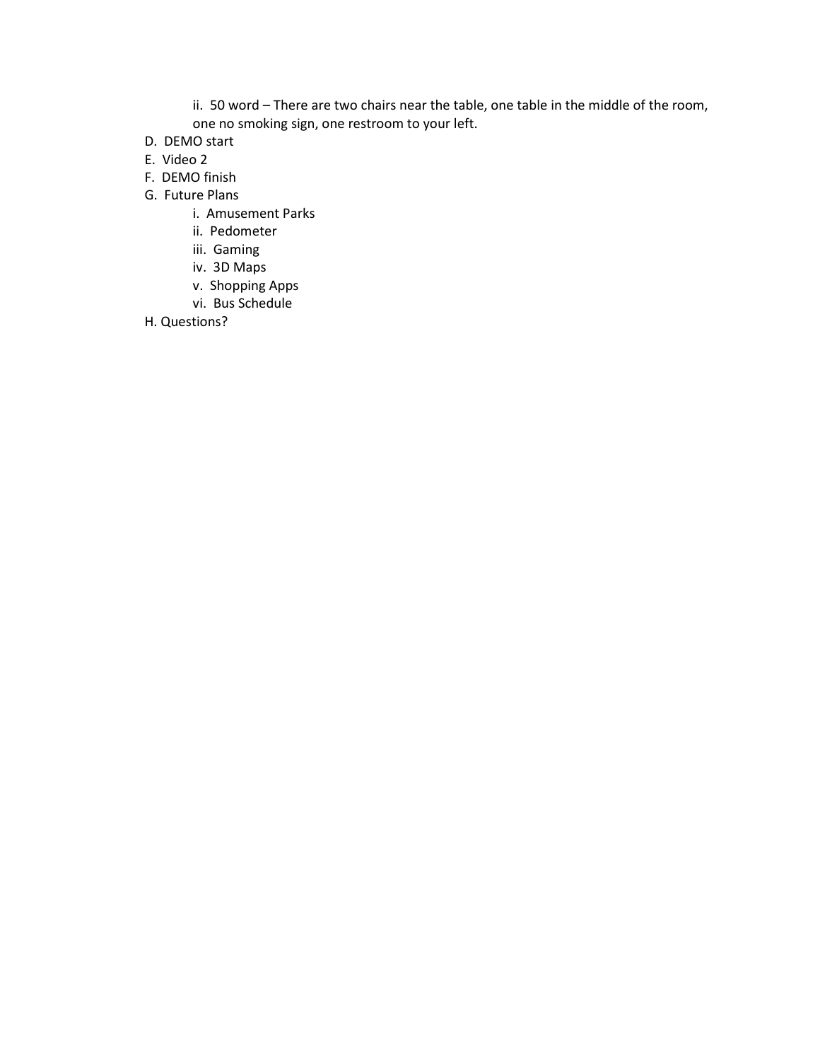ii. 50 word – There are two chairs near the table, one table in the middle of the room, one no smoking sign, one restroom to your left.

D. DEMO start

E. Video 2

F. DEMO finish

G. Future Plans

    i. Amusement Parks

    ii. Pedometer

    iii. Gaming

    iv. 3D Maps

    v. Shopping Apps

    vi. Bus Schedule

H. Questions?